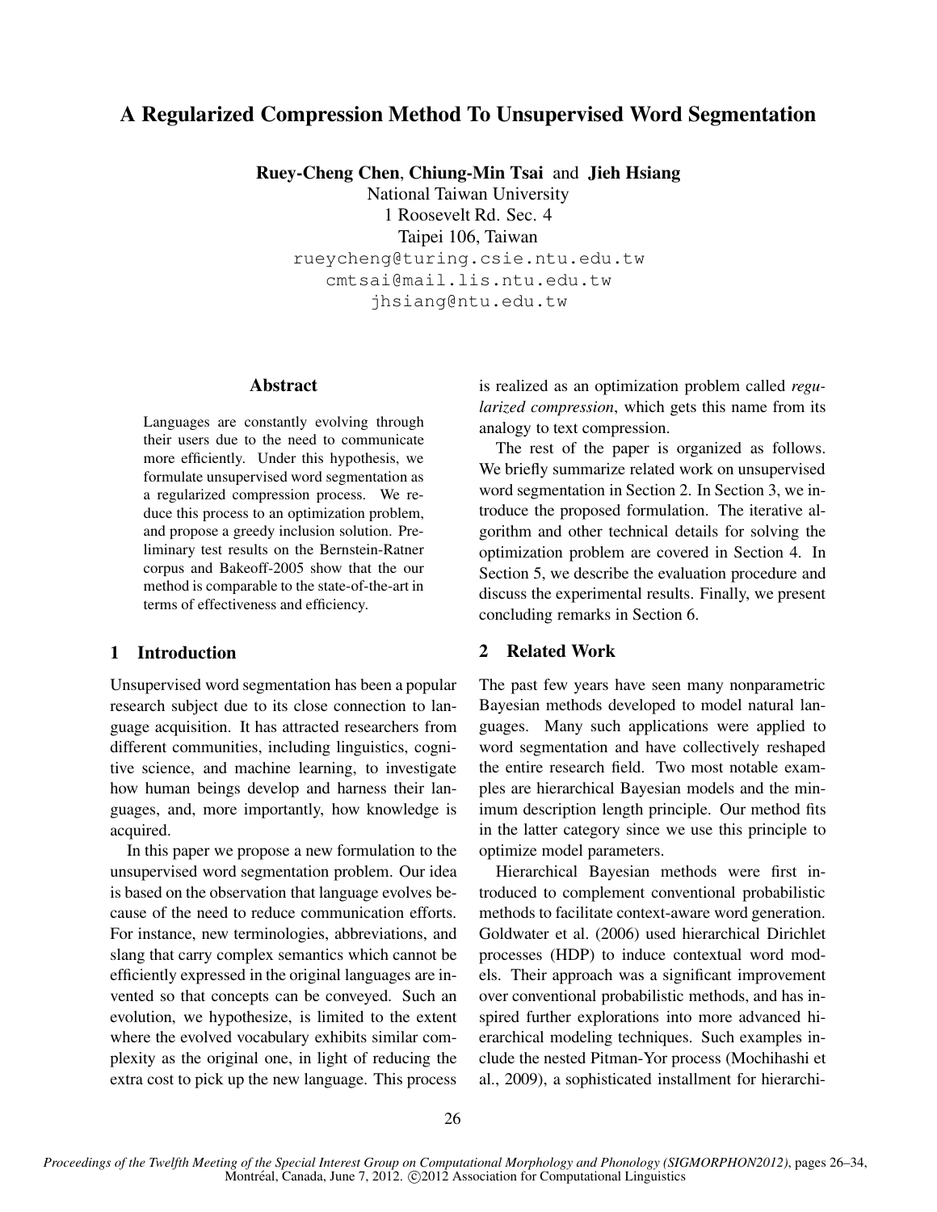# A Regularized Compression Method To Unsupervised Word Segmentation

**Ruey-Cheng Chen**, **Chiung-Min Tsai** and **Jieh Hsiang**

National Taiwan University
1 Roosevelt Rd. Sec. 4
Taipei 106, Taiwan
rueycheng@turing.csie.ntu.edu.tw
cmtsai@mail.lis.ntu.edu.tw
jhsiang@ntu.edu.tw

## Abstract

Languages are constantly evolving through their users due to the need to communicate more efficiently. Under this hypothesis, we formulate unsupervised word segmentation as a regularized compression process. We reduce this process to an optimization problem, and propose a greedy inclusion solution. Preliminary test results on the Bernstein-Ratner corpus and Bakeoff-2005 show that the our method is comparable to the state-of-the-art in terms of effectiveness and efficiency.

## 1 Introduction

Unsupervised word segmentation has been a popular research subject due to its close connection to language acquisition. It has attracted researchers from different communities, including linguistics, cognitive science, and machine learning, to investigate how human beings develop and harness their languages, and, more importantly, how knowledge is acquired.

In this paper we propose a new formulation to the unsupervised word segmentation problem. Our idea is based on the observation that language evolves because of the need to reduce communication efforts. For instance, new terminologies, abbreviations, and slang that carry complex semantics which cannot be efficiently expressed in the original languages are invented so that concepts can be conveyed. Such an evolution, we hypothesize, is limited to the extent where the evolved vocabulary exhibits similar complexity as the original one, in light of reducing the extra cost to pick up the new language. This process is realized as an optimization problem called *regularized compression*, which gets this name from its analogy to text compression.

The rest of the paper is organized as follows. We briefly summarize related work on unsupervised word segmentation in Section 2. In Section 3, we introduce the proposed formulation. The iterative algorithm and other technical details for solving the optimization problem are covered in Section 4. In Section 5, we describe the evaluation procedure and discuss the experimental results. Finally, we present concluding remarks in Section 6.

## 2 Related Work

The past few years have seen many nonparametric Bayesian methods developed to model natural languages. Many such applications were applied to word segmentation and have collectively reshaped the entire research field. Two most notable examples are hierarchical Bayesian models and the minimum description length principle. Our method fits in the latter category since we use this principle to optimize model parameters.

Hierarchical Bayesian methods were first introduced to complement conventional probabilistic methods to facilitate context-aware word generation. Goldwater et al. (2006) used hierarchical Dirichlet processes (HDP) to induce contextual word models. Their approach was a significant improvement over conventional probabilistic methods, and has inspired further explorations into more advanced hierarchical modeling techniques. Such examples include the nested Pitman-Yor process (Mochihashi et al., 2009), a sophisticated installment for hierarchi-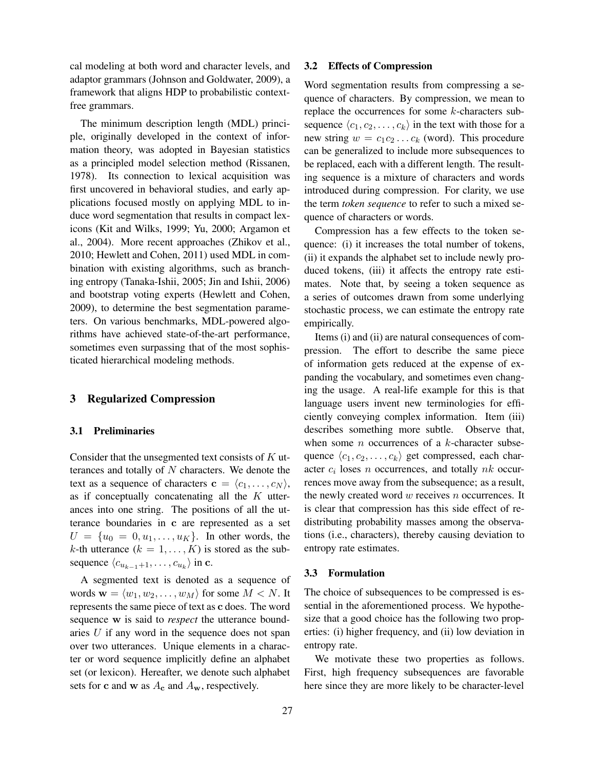cal modeling at both word and character levels, and adaptor grammars (Johnson and Goldwater, 2009), a framework that aligns HDP to probabilistic context-free grammars.

The minimum description length (MDL) principle, originally developed in the context of information theory, was adopted in Bayesian statistics as a principled model selection method (Rissanen, 1978). Its connection to lexical acquisition was first uncovered in behavioral studies, and early applications focused mostly on applying MDL to induce word segmentation that results in compact lexicons (Kit and Wilks, 1999; Yu, 2000; Argamon et al., 2004). More recent approaches (Zhikov et al., 2010; Hewlett and Cohen, 2011) used MDL in combination with existing algorithms, such as branching entropy (Tanaka-Ishii, 2005; Jin and Ishii, 2006) and bootstrap voting experts (Hewlett and Cohen, 2009), to determine the best segmentation parameters. On various benchmarks, MDL-powered algorithms have achieved state-of-the-art performance, sometimes even surpassing that of the most sophisticated hierarchical modeling methods.

## 3 Regularized Compression

### 3.1 Preliminaries

Consider that the unsegmented text consists of $K$ utterances and totally of $N$ characters. We denote the text as a sequence of characters $\mathbf{c} = \langle c_1, \ldots, c_N \rangle$, as if conceptually concatenating all the $K$ utterances into one string. The positions of all the utterance boundaries in $\mathbf{c}$ are represented as a set $U = \{u_0 = 0, u_1, \ldots, u_K\}$. In other words, the $k$-th utterance ($k = 1, \ldots, K$) is stored as the subsequence $\langle c_{u_{k-1}+1}, \ldots, c_{u_k} \rangle$ in $\mathbf{c}$.

A segmented text is denoted as a sequence of words $\mathbf{w} = \langle w_1, w_2, \ldots, w_M \rangle$ for some $M < N$. It represents the same piece of text as $\mathbf{c}$ does. The word sequence $\mathbf{w}$ is said to *respect* the utterance boundaries $U$ if any word in the sequence does not span over two utterances. Unique elements in a character or word sequence implicitly define an alphabet set (or lexicon). Hereafter, we denote such alphabet sets for $\mathbf{c}$ and $\mathbf{w}$ as $A_{\mathbf{c}}$ and $A_{\mathbf{w}}$, respectively.

### 3.2 Effects of Compression

Word segmentation results from compressing a sequence of characters. By compression, we mean to replace the occurrences for some $k$-characters subsequence $\langle c_1, c_2, \ldots, c_k \rangle$ in the text with those for a new string $w = c_1 c_2 \ldots c_k$ (word). This procedure can be generalized to include more subsequences to be replaced, each with a different length. The resulting sequence is a mixture of characters and words introduced during compression. For clarity, we use the term *token sequence* to refer to such a mixed sequence of characters or words.

Compression has a few effects to the token sequence: (i) it increases the total number of tokens, (ii) it expands the alphabet set to include newly produced tokens, (iii) it affects the entropy rate estimates. Note that, by seeing a token sequence as a series of outcomes drawn from some underlying stochastic process, we can estimate the entropy rate empirically.

Items (i) and (ii) are natural consequences of compression. The effort to describe the same piece of information gets reduced at the expense of expanding the vocabulary, and sometimes even changing the usage. A real-life example for this is that language users invent new terminologies for efficiently conveying complex information. Item (iii) describes something more subtle. Observe that, when some $n$ occurrences of a $k$-character subsequence $\langle c_1, c_2, \ldots, c_k \rangle$ get compressed, each character $c_i$ loses $n$ occurrences, and totally $nk$ occurrences move away from the subsequence; as a result, the newly created word $w$ receives $n$ occurrences. It is clear that compression has this side effect of redistributing probability masses among the observations (i.e., characters), thereby causing deviation to entropy rate estimates.

### 3.3 Formulation

The choice of subsequences to be compressed is essential in the aforementioned process. We hypothesize that a good choice has the following two properties: (i) higher frequency, and (ii) low deviation in entropy rate.

We motivate these two properties as follows. First, high frequency subsequences are favorable here since they are more likely to be character-level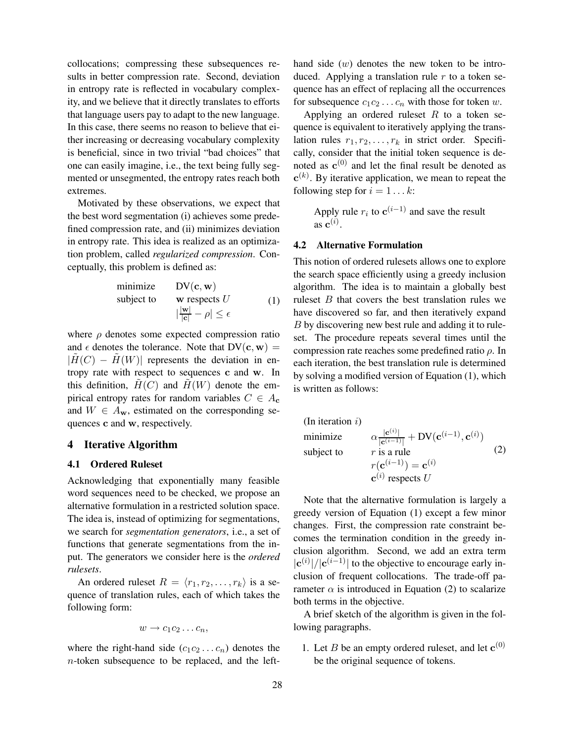collocations; compressing these subsequences results in better compression rate. Second, deviation in entropy rate is reflected in vocabulary complexity, and we believe that it directly translates to efforts that language users pay to adapt to the new language. In this case, there seems no reason to believe that either increasing or decreasing vocabulary complexity is beneficial, since in two trivial "bad choices" that one can easily imagine, i.e., the text being fully segmented or unsegmented, the entropy rates reach both extremes.

Motivated by these observations, we expect that the best word segmentation (i) achieves some predefined compression rate, and (ii) minimizes deviation in entropy rate. This idea is realized as an optimization problem, called *regularized compression*. Conceptually, this problem is defined as:

$$\begin{array}{ll} \text{minimize} & \mathrm{DV}(\mathbf{c}, \mathbf{w}) \\ \text{subject to} & \mathbf{w} \text{ respects } U \\ & \left|\frac{|\mathbf{w}|}{|\mathbf{c}|} - \rho\right| \leq \epsilon \end{array} \quad (1)$$

where $\rho$ denotes some expected compression ratio and $\epsilon$ denotes the tolerance. Note that $\mathrm{DV}(\mathbf{c}, \mathbf{w}) = |\tilde{H}(C) - \tilde{H}(W)|$ represents the deviation in entropy rate with respect to sequences $\mathbf{c}$ and $\mathbf{w}$. In this definition, $\tilde{H}(C)$ and $\tilde{H}(W)$ denote the empirical entropy rates for random variables $C \in A_{\mathbf{c}}$ and $W \in A_{\mathbf{w}}$, estimated on the corresponding sequences $\mathbf{c}$ and $\mathbf{w}$, respectively.

## 4 Iterative Algorithm

### 4.1 Ordered Ruleset

Acknowledging that exponentially many feasible word sequences need to be checked, we propose an alternative formulation in a restricted solution space. The idea is, instead of optimizing for segmentations, we search for *segmentation generators*, i.e., a set of functions that generate segmentations from the input. The generators we consider here is the *ordered rulesets*.

An ordered ruleset $R = \langle r_1, r_2, \ldots, r_k \rangle$ is a sequence of translation rules, each of which takes the following form:

$$w \rightarrow c_1 c_2 \ldots c_n,$$

where the right-hand side ($c_1 c_2 \ldots c_n$) denotes the $n$-token subsequence to be replaced, and the left-hand side ($w$) denotes the new token to be introduced. Applying a translation rule $r$ to a token sequence has an effect of replacing all the occurrences for subsequence $c_1 c_2 \ldots c_n$ with those for token $w$.

Applying an ordered ruleset $R$ to a token sequence is equivalent to iteratively applying the translation rules $r_1, r_2, \ldots, r_k$ in strict order. Specifically, consider that the initial token sequence is denoted as $\mathbf{c}^{(0)}$ and let the final result be denoted as $\mathbf{c}^{(k)}$. By iterative application, we mean to repeat the following step for $i = 1 \ldots k$:

> Apply rule $r_i$ to $\mathbf{c}^{(i-1)}$ and save the result as $\mathbf{c}^{(i)}$.

### 4.2 Alternative Formulation

This notion of ordered rulesets allows one to explore the search space efficiently using a greedy inclusion algorithm. The idea is to maintain a globally best ruleset $B$ that covers the best translation rules we have discovered so far, and then iteratively expand $B$ by discovering new best rule and adding it to ruleset. The procedure repeats several times until the compression rate reaches some predefined ratio $\rho$. In each iteration, the best translation rule is determined by solving a modified version of Equation (1), which is written as follows:

$$\begin{array}{ll} \text{(In iteration } i\text{)} & \\ \text{minimize} & \alpha \frac{|\mathbf{c}^{(i)}|}{|\mathbf{c}^{(i-1)}|} + \mathrm{DV}(\mathbf{c}^{(i-1)}, \mathbf{c}^{(i)}) \\ \text{subject to} & r \text{ is a rule} \\ & r(\mathbf{c}^{(i-1)}) = \mathbf{c}^{(i)} \\ & \mathbf{c}^{(i)} \text{ respects } U \end{array} \quad (2)$$

Note that the alternative formulation is largely a greedy version of Equation (1) except a few minor changes. First, the compression rate constraint becomes the termination condition in the greedy inclusion algorithm. Second, we add an extra term $|\mathbf{c}^{(i)}|/|\mathbf{c}^{(i-1)}|$ to the objective to encourage early inclusion of frequent collocations. The trade-off parameter $\alpha$ is introduced in Equation (2) to scalarize both terms in the objective.

A brief sketch of the algorithm is given in the following paragraphs.

1. Let $B$ be an empty ordered ruleset, and let $\mathbf{c}^{(0)}$ be the original sequence of tokens.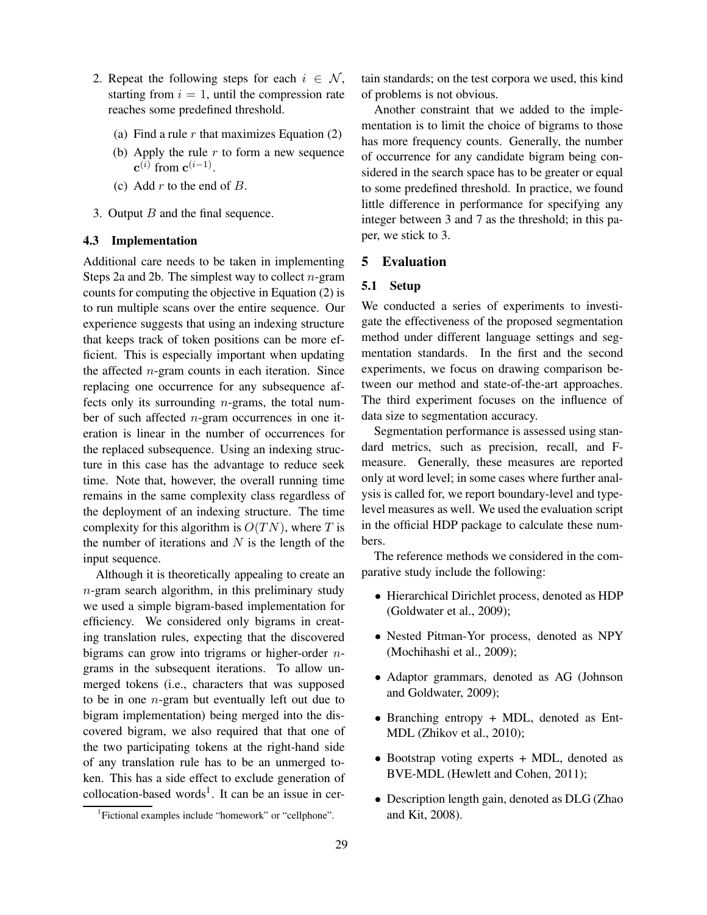2. Repeat the following steps for each $i \in \mathcal{N}$, starting from $i = 1$, until the compression rate reaches some predefined threshold.
   (a) Find a rule $r$ that maximizes Equation (2)
   (b) Apply the rule $r$ to form a new sequence $\mathbf{c}^{(i)}$ from $\mathbf{c}^{(i-1)}$.
   (c) Add $r$ to the end of $B$.
3. Output $B$ and the final sequence.

### 4.3 Implementation

Additional care needs to be taken in implementing Steps 2a and 2b. The simplest way to collect $n$-gram counts for computing the objective in Equation (2) is to run multiple scans over the entire sequence. Our experience suggests that using an indexing structure that keeps track of token positions can be more efficient. This is especially important when updating the affected $n$-gram counts in each iteration. Since replacing one occurrence for any subsequence affects only its surrounding $n$-grams, the total number of such affected $n$-gram occurrences in one iteration is linear in the number of occurrences for the replaced subsequence. Using an indexing structure in this case has the advantage to reduce seek time. Note that, however, the overall running time remains in the same complexity class regardless of the deployment of an indexing structure. The time complexity for this algorithm is $O(TN)$, where $T$ is the number of iterations and $N$ is the length of the input sequence.

Although it is theoretically appealing to create an $n$-gram search algorithm, in this preliminary study we used a simple bigram-based implementation for efficiency. We considered only bigrams in creating translation rules, expecting that the discovered bigrams can grow into trigrams or higher-order $n$-grams in the subsequent iterations. To allow unmerged tokens (i.e., characters that was supposed to be in one $n$-gram but eventually left out due to bigram implementation) being merged into the discovered bigram, we also required that that one of the two participating tokens at the right-hand side of any translation rule has to be an unmerged token. This has a side effect to exclude generation of collocation-based words[1]. It can be an issue in certain standards; on the test corpora we used, this kind of problems is not obvious.

Another constraint that we added to the implementation is to limit the choice of bigrams to those has more frequency counts. Generally, the number of occurrence for any candidate bigram being considered in the search space has to be greater or equal to some predefined threshold. In practice, we found little difference in performance for specifying any integer between 3 and 7 as the threshold; in this paper, we stick to 3.

## 5 Evaluation

### 5.1 Setup

We conducted a series of experiments to investigate the effectiveness of the proposed segmentation method under different language settings and segmentation standards. In the first and the second experiments, we focus on drawing comparison between our method and state-of-the-art approaches. The third experiment focuses on the influence of data size to segmentation accuracy.

Segmentation performance is assessed using standard metrics, such as precision, recall, and F-measure. Generally, these measures are reported only at word level; in some cases where further analysis is called for, we report boundary-level and type-level measures as well. We used the evaluation script in the official HDP package to calculate these numbers.

The reference methods we considered in the comparative study include the following:

- Hierarchical Dirichlet process, denoted as HDP (Goldwater et al., 2009);
- Nested Pitman-Yor process, denoted as NPY (Mochihashi et al., 2009);
- Adaptor grammars, denoted as AG (Johnson and Goldwater, 2009);
- Branching entropy + MDL, denoted as Ent-MDL (Zhikov et al., 2010);
- Bootstrap voting experts + MDL, denoted as BVE-MDL (Hewlett and Cohen, 2011);
- Description length gain, denoted as DLG (Zhao and Kit, 2008).

[1] Fictional examples include "homework" or "cellphone".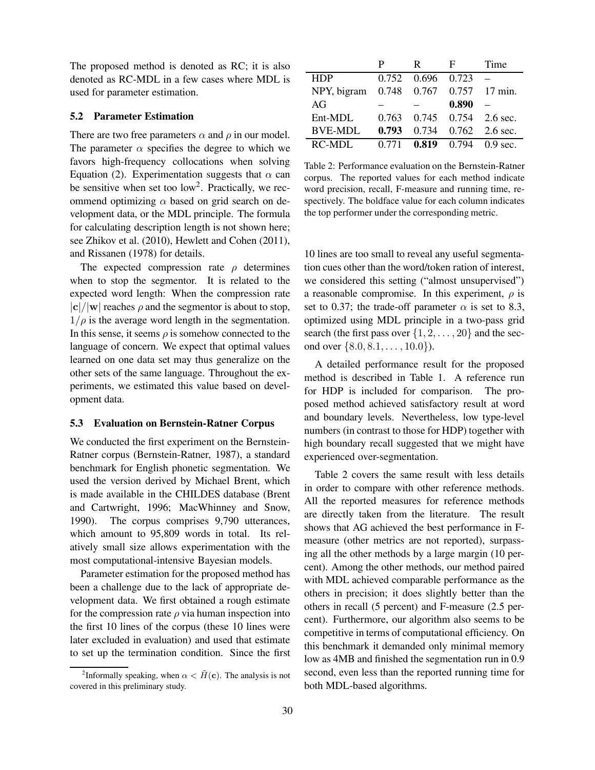The proposed method is denoted as RC; it is also denoted as RC-MDL in a few cases where MDL is used for parameter estimation.

### 5.2 Parameter Estimation

There are two free parameters $\alpha$ and $\rho$ in our model. The parameter $\alpha$ specifies the degree to which we favors high-frequency collocations when solving Equation (2). Experimentation suggests that $\alpha$ can be sensitive when set too low[2]. Practically, we recommend optimizing $\alpha$ based on grid search on development data, or the MDL principle. The formula for calculating description length is not shown here; see Zhikov et al. (2010), Hewlett and Cohen (2011), and Rissanen (1978) for details.

The expected compression rate $\rho$ determines when to stop the segmentor. It is related to the expected word length: When the compression rate $|\mathbf{c}|/|\mathbf{w}|$ reaches $\rho$ and the segmentor is about to stop, $1/\rho$ is the average word length in the segmentation. In this sense, it seems $\rho$ is somehow connected to the language of concern. We expect that optimal values learned on one data set may thus generalize on the other sets of the same language. Throughout the experiments, we estimated this value based on development data.

### 5.3 Evaluation on Bernstein-Ratner Corpus

We conducted the first experiment on the Bernstein-Ratner corpus (Bernstein-Ratner, 1987), a standard benchmark for English phonetic segmentation. We used the version derived by Michael Brent, which is made available in the CHILDES database (Brent and Cartwright, 1996; MacWhinney and Snow, 1990). The corpus comprises 9,790 utterances, which amount to 95,809 words in total. Its relatively small size allows experimentation with the most computational-intensive Bayesian models.

Parameter estimation for the proposed method has been a challenge due to the lack of appropriate development data. We first obtained a rough estimate for the compression rate $\rho$ via human inspection into the first 10 lines of the corpus (these 10 lines were later excluded in evaluation) and used that estimate to set up the termination condition. Since the first 10 lines are too small to reveal any useful segmentation cues other than the word/token ration of interest, we considered this setting ("almost unsupervised") a reasonable compromise. In this experiment, $\rho$ is set to 0.37; the trade-off parameter $\alpha$ is set to 8.3, optimized using MDL principle in a two-pass grid search (the first pass over $\{1, 2, \ldots, 20\}$ and the second over $\{8.0, 8.1, \ldots, 10.0\}$).

A detailed performance result for the proposed method is described in Table 1. A reference run for HDP is included for comparison. The proposed method achieved satisfactory result at word and boundary levels. Nevertheless, low type-level numbers (in contrast to those for HDP) together with high boundary recall suggested that we might have experienced over-segmentation.

Table 2 covers the same result with less details in order to compare with other reference methods. All the reported measures for reference methods are directly taken from the literature. The result shows that AG achieved the best performance in F-measure (other metrics are not reported), surpassing all the other methods by a large margin (10 percent). Among the other methods, our method paired with MDL achieved comparable performance as the others in precision; it does slightly better than the others in recall (5 percent) and F-measure (2.5 percent). Furthermore, our algorithm also seems to be competitive in terms of computational efficiency. On this benchmark it demanded only minimal memory low as 4MB and finished the segmentation run in 0.9 second, even less than the reported running time for both MDL-based algorithms.

| | P | R | F | Time |
|---|---|---|---|---|
| HDP | 0.752 | 0.696 | 0.723 | – |
| NPY, bigram | 0.748 | 0.767 | 0.757 | 17 min. |
| AG | – | – | **0.890** | – |
| Ent-MDL | 0.763 | 0.745 | 0.754 | 2.6 sec. |
| BVE-MDL | **0.793** | 0.734 | 0.762 | 2.6 sec. |
| RC-MDL | 0.771 | **0.819** | 0.794 | 0.9 sec. |

Table 2: Performance evaluation on the Bernstein-Ratner corpus. The reported values for each method indicate word precision, recall, F-measure and running time, respectively. The boldface value for each column indicates the top performer under the corresponding metric.

[2] Informally speaking, when $\alpha < \tilde{H}(\mathbf{c})$. The analysis is not covered in this preliminary study.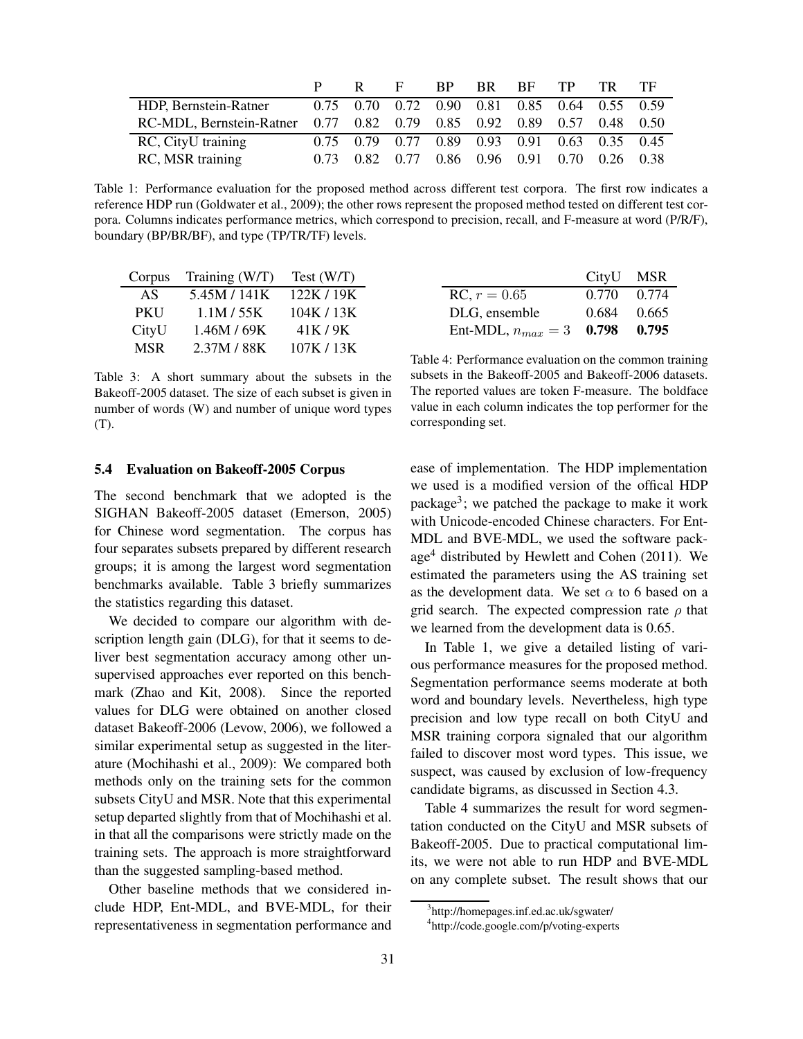|  | P | R | F | BP | BR | BF | TP | TR | TF |
|---|---|---|---|---|---|---|---|---|---|
| HDP, Bernstein-Ratner | 0.75 | 0.70 | 0.72 | 0.90 | 0.81 | 0.85 | 0.64 | 0.55 | 0.59 |
| RC-MDL, Bernstein-Ratner | 0.77 | 0.82 | 0.79 | 0.85 | 0.92 | 0.89 | 0.57 | 0.48 | 0.50 |
| RC, CityU training | 0.75 | 0.79 | 0.77 | 0.89 | 0.93 | 0.91 | 0.63 | 0.35 | 0.45 |
| RC, MSR training | 0.73 | 0.82 | 0.77 | 0.86 | 0.96 | 0.91 | 0.70 | 0.26 | 0.38 |

Table 1: Performance evaluation for the proposed method across different test corpora. The first row indicates a reference HDP run (Goldwater et al., 2009); the other rows represent the proposed method tested on different test corpora. Columns indicates performance metrics, which correspond to precision, recall, and F-measure at word (P/R/F), boundary (BP/BR/BF), and type (TP/TR/TF) levels.

| Corpus | Training (W/T) | Test (W/T) |
|---|---|---|
| AS | 5.45M / 141K | 122K / 19K |
| PKU | 1.1M / 55K | 104K / 13K |
| CityU | 1.46M / 69K | 41K / 9K |
| MSR | 2.37M / 88K | 107K / 13K |

Table 3: A short summary about the subsets in the Bakeoff-2005 dataset. The size of each subset is given in number of words (W) and number of unique word types (T).

|  | CityU | MSR |
|---|---|---|
| RC, $r = 0.65$ | 0.770 | 0.774 |
| DLG, ensemble | 0.684 | 0.665 |
| Ent-MDL, $n_{max} = 3$ | **0.798** | **0.795** |

Table 4: Performance evaluation on the common training subsets in the Bakeoff-2005 and Bakeoff-2006 datasets. The reported values are token F-measure. The boldface value in each column indicates the top performer for the corresponding set.

### 5.4 Evaluation on Bakeoff-2005 Corpus

The second benchmark that we adopted is the SIGHAN Bakeoff-2005 dataset (Emerson, 2005) for Chinese word segmentation. The corpus has four separates subsets prepared by different research groups; it is among the largest word segmentation benchmarks available. Table 3 briefly summarizes the statistics regarding this dataset.

We decided to compare our algorithm with description length gain (DLG), for that it seems to deliver best segmentation accuracy among other unsupervised approaches ever reported on this benchmark (Zhao and Kit, 2008). Since the reported values for DLG were obtained on another closed dataset Bakeoff-2006 (Levow, 2006), we followed a similar experimental setup as suggested in the literature (Mochihashi et al., 2009): We compared both methods only on the training sets for the common subsets CityU and MSR. Note that this experimental setup departed slightly from that of Mochihashi et al. in that all the comparisons were strictly made on the training sets. The approach is more straightforward than the suggested sampling-based method.

Other baseline methods that we considered include HDP, Ent-MDL, and BVE-MDL, for their representativeness in segmentation performance and ease of implementation. The HDP implementation we used is a modified version of the offical HDP package[3]; we patched the package to make it work with Unicode-encoded Chinese characters. For Ent-MDL and BVE-MDL, we used the software package[4] distributed by Hewlett and Cohen (2011). We estimated the parameters using the AS training set as the development data. We set $\alpha$ to 6 based on a grid search. The expected compression rate $\rho$ that we learned from the development data is 0.65.

In Table 1, we give a detailed listing of various performance measures for the proposed method. Segmentation performance seems moderate at both word and boundary levels. Nevertheless, high type precision and low type recall on both CityU and MSR training corpora signaled that our algorithm failed to discover most word types. This issue, we suspect, was caused by exclusion of low-frequency candidate bigrams, as discussed in Section 4.3.

Table 4 summarizes the result for word segmentation conducted on the CityU and MSR subsets of Bakeoff-2005. Due to practical computational limits, we were not able to run HDP and BVE-MDL on any complete subset. The result shows that our

[3] http://homepages.inf.ed.ac.uk/sgwater/

[4] http://code.google.com/p/voting-experts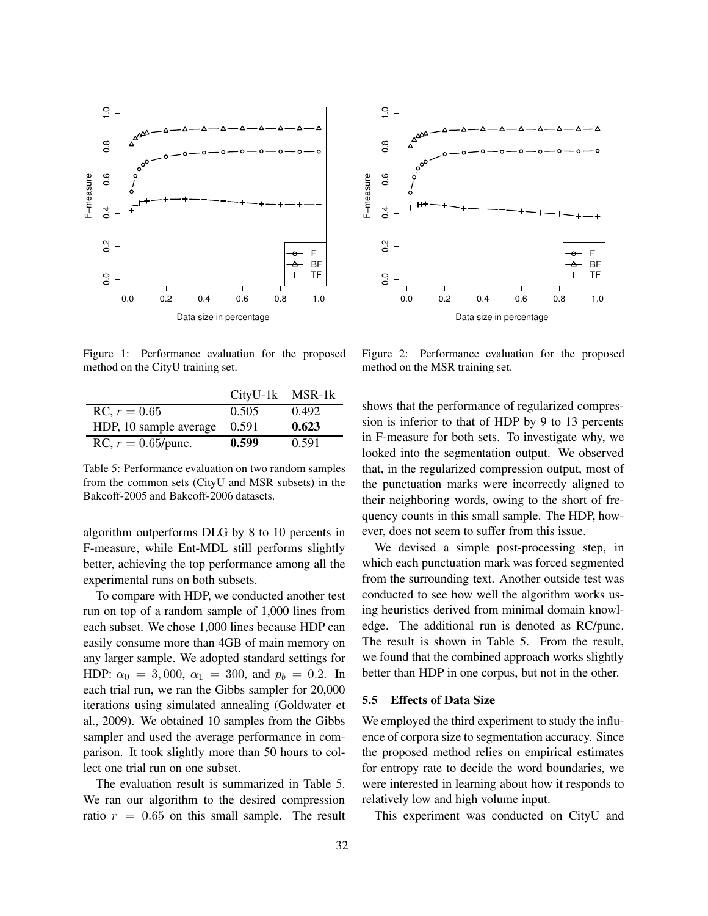Figure 1: Performance evaluation for the proposed method on the CityU training set.

Figure 2: Performance evaluation for the proposed method on the MSR training set.

| | CityU-1k | MSR-1k |
|---|---|---|
| RC, $r = 0.65$ | 0.505 | 0.492 |
| HDP, 10 sample average | 0.591 | **0.623** |
| RC, $r = 0.65$/punc. | **0.599** | 0.591 |

Table 5: Performance evaluation on two random samples from the common sets (CityU and MSR subsets) in the Bakeoff-2005 and Bakeoff-2006 datasets.

algorithm outperforms DLG by 8 to 10 percents in F-measure, while Ent-MDL still performs slightly better, achieving the top performance among all the experimental runs on both subsets.

To compare with HDP, we conducted another test run on top of a random sample of 1,000 lines from each subset. We chose 1,000 lines because HDP can easily consume more than 4GB of main memory on any larger sample. We adopted standard settings for HDP: $\alpha_0 = 3,000$, $\alpha_1 = 300$, and $p_b = 0.2$. In each trial run, we ran the Gibbs sampler for 20,000 iterations using simulated annealing (Goldwater et al., 2009). We obtained 10 samples from the Gibbs sampler and used the average performance in comparison. It took slightly more than 50 hours to collect one trial run on one subset.

The evaluation result is summarized in Table 5. We ran our algorithm to the desired compression ratio $r = 0.65$ on this small sample. The result shows that the performance of regularized compression is inferior to that of HDP by 9 to 13 percents in F-measure for both sets. To investigate why, we looked into the segmentation output. We observed that, in the regularized compression output, most of the punctuation marks were incorrectly aligned to their neighboring words, owing to the short of frequency counts in this small sample. The HDP, however, does not seem to suffer from this issue.

We devised a simple post-processing step, in which each punctuation mark was forced segmented from the surrounding text. Another outside test was conducted to see how well the algorithm works using heuristics derived from minimal domain knowledge. The additional run is denoted as RC/punc. The result is shown in Table 5. From the result, we found that the combined approach works slightly better than HDP in one corpus, but not in the other.

### 5.5 Effects of Data Size

We employed the third experiment to study the influence of corpora size to segmentation accuracy. Since the proposed method relies on empirical estimates for entropy rate to decide the word boundaries, we were interested in learning about how it responds to relatively low and high volume input.

This experiment was conducted on CityU and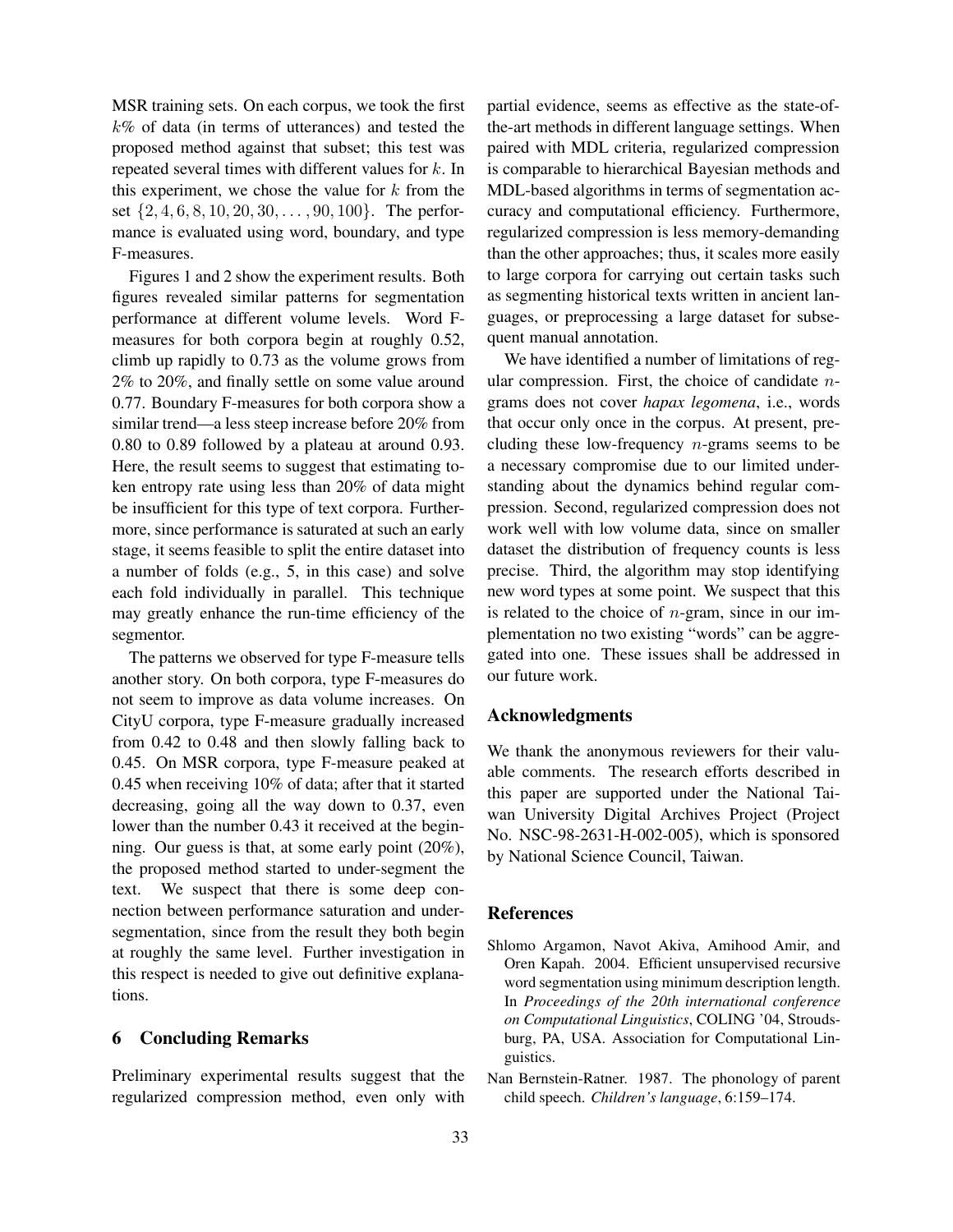MSR training sets. On each corpus, we took the first $k$% of data (in terms of utterances) and tested the proposed method against that subset; this test was repeated several times with different values for $k$. In this experiment, we chose the value for $k$ from the set $\{2, 4, 6, 8, 10, 20, 30, \ldots, 90, 100\}$. The performance is evaluated using word, boundary, and type F-measures.

Figures 1 and 2 show the experiment results. Both figures revealed similar patterns for segmentation performance at different volume levels. Word F-measures for both corpora begin at roughly 0.52, climb up rapidly to 0.73 as the volume grows from 2% to 20%, and finally settle on some value around 0.77. Boundary F-measures for both corpora show a similar trend—a less steep increase before 20% from 0.80 to 0.89 followed by a plateau at around 0.93. Here, the result seems to suggest that estimating token entropy rate using less than 20% of data might be insufficient for this type of text corpora. Furthermore, since performance is saturated at such an early stage, it seems feasible to split the entire dataset into a number of folds (e.g., 5, in this case) and solve each fold individually in parallel. This technique may greatly enhance the run-time efficiency of the segmentor.

The patterns we observed for type F-measure tells another story. On both corpora, type F-measures do not seem to improve as data volume increases. On CityU corpora, type F-measure gradually increased from 0.42 to 0.48 and then slowly falling back to 0.45. On MSR corpora, type F-measure peaked at 0.45 when receiving 10% of data; after that it started decreasing, going all the way down to 0.37, even lower than the number 0.43 it received at the beginning. Our guess is that, at some early point (20%), the proposed method started to under-segment the text. We suspect that there is some deep connection between performance saturation and under-segmentation, since from the result they both begin at roughly the same level. Further investigation in this respect is needed to give out definitive explanations.

## 6 Concluding Remarks

Preliminary experimental results suggest that the regularized compression method, even only with partial evidence, seems as effective as the state-of-the-art methods in different language settings. When paired with MDL criteria, regularized compression is comparable to hierarchical Bayesian methods and MDL-based algorithms in terms of segmentation accuracy and computational efficiency. Furthermore, regularized compression is less memory-demanding than the other approaches; thus, it scales more easily to large corpora for carrying out certain tasks such as segmenting historical texts written in ancient languages, or preprocessing a large dataset for subsequent manual annotation.

We have identified a number of limitations of regular compression. First, the choice of candidate $n$-grams does not cover *hapax legomena*, i.e., words that occur only once in the corpus. At present, precluding these low-frequency $n$-grams seems to be a necessary compromise due to our limited understanding about the dynamics behind regular compression. Second, regularized compression does not work well with low volume data, since on smaller dataset the distribution of frequency counts is less precise. Third, the algorithm may stop identifying new word types at some point. We suspect that this is related to the choice of $n$-gram, since in our implementation no two existing "words" can be aggregated into one. These issues shall be addressed in our future work.

## Acknowledgments

We thank the anonymous reviewers for their valuable comments. The research efforts described in this paper are supported under the National Taiwan University Digital Archives Project (Project No. NSC-98-2631-H-002-005), which is sponsored by National Science Council, Taiwan.

## References

Shlomo Argamon, Navot Akiva, Amihood Amir, and Oren Kapah. 2004. Efficient unsupervised recursive word segmentation using minimum description length. In *Proceedings of the 20th international conference on Computational Linguistics*, COLING '04, Stroudsburg, PA, USA. Association for Computational Linguistics.

Nan Bernstein-Ratner. 1987. The phonology of parent child speech. *Children's language*, 6:159–174.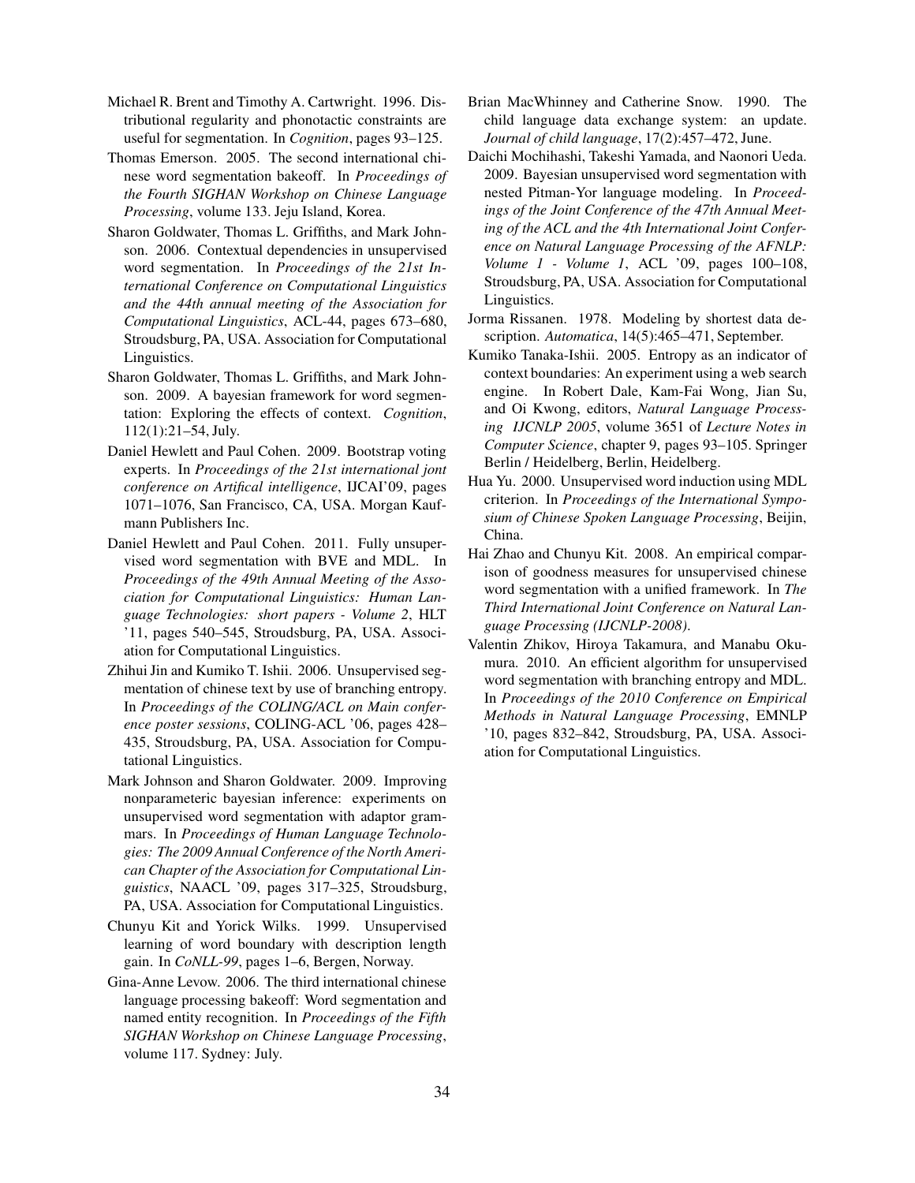Michael R. Brent and Timothy A. Cartwright. 1996. Distributional regularity and phonotactic constraints are useful for segmentation. In *Cognition*, pages 93–125.

Thomas Emerson. 2005. The second international chinese word segmentation bakeoff. In *Proceedings of the Fourth SIGHAN Workshop on Chinese Language Processing*, volume 133. Jeju Island, Korea.

Sharon Goldwater, Thomas L. Griffiths, and Mark Johnson. 2006. Contextual dependencies in unsupervised word segmentation. In *Proceedings of the 21st International Conference on Computational Linguistics and the 44th annual meeting of the Association for Computational Linguistics*, ACL-44, pages 673–680, Stroudsburg, PA, USA. Association for Computational Linguistics.

Sharon Goldwater, Thomas L. Griffiths, and Mark Johnson. 2009. A bayesian framework for word segmentation: Exploring the effects of context. *Cognition*, 112(1):21–54, July.

Daniel Hewlett and Paul Cohen. 2009. Bootstrap voting experts. In *Proceedings of the 21st international jont conference on Artifical intelligence*, IJCAI'09, pages 1071–1076, San Francisco, CA, USA. Morgan Kaufmann Publishers Inc.

Daniel Hewlett and Paul Cohen. 2011. Fully unsupervised word segmentation with BVE and MDL. In *Proceedings of the 49th Annual Meeting of the Association for Computational Linguistics: Human Language Technologies: short papers - Volume 2*, HLT '11, pages 540–545, Stroudsburg, PA, USA. Association for Computational Linguistics.

Zhihui Jin and Kumiko T. Ishii. 2006. Unsupervised segmentation of chinese text by use of branching entropy. In *Proceedings of the COLING/ACL on Main conference poster sessions*, COLING-ACL '06, pages 428–435, Stroudsburg, PA, USA. Association for Computational Linguistics.

Mark Johnson and Sharon Goldwater. 2009. Improving nonparameteric bayesian inference: experiments on unsupervised word segmentation with adaptor grammars. In *Proceedings of Human Language Technologies: The 2009 Annual Conference of the North American Chapter of the Association for Computational Linguistics*, NAACL '09, pages 317–325, Stroudsburg, PA, USA. Association for Computational Linguistics.

Chunyu Kit and Yorick Wilks. 1999. Unsupervised learning of word boundary with description length gain. In *CoNLL-99*, pages 1–6, Bergen, Norway.

Gina-Anne Levow. 2006. The third international chinese language processing bakeoff: Word segmentation and named entity recognition. In *Proceedings of the Fifth SIGHAN Workshop on Chinese Language Processing*, volume 117. Sydney: July.

Brian MacWhinney and Catherine Snow. 1990. The child language data exchange system: an update. *Journal of child language*, 17(2):457–472, June.

Daichi Mochihashi, Takeshi Yamada, and Naonori Ueda. 2009. Bayesian unsupervised word segmentation with nested Pitman-Yor language modeling. In *Proceedings of the Joint Conference of the 47th Annual Meeting of the ACL and the 4th International Joint Conference on Natural Language Processing of the AFNLP: Volume 1 - Volume 1*, ACL '09, pages 100–108, Stroudsburg, PA, USA. Association for Computational Linguistics.

Jorma Rissanen. 1978. Modeling by shortest data description. *Automatica*, 14(5):465–471, September.

Kumiko Tanaka-Ishii. 2005. Entropy as an indicator of context boundaries: An experiment using a web search engine. In Robert Dale, Kam-Fai Wong, Jian Su, and Oi Kwong, editors, *Natural Language Processing IJCNLP 2005*, volume 3651 of *Lecture Notes in Computer Science*, chapter 9, pages 93–105. Springer Berlin / Heidelberg, Berlin, Heidelberg.

Hua Yu. 2000. Unsupervised word induction using MDL criterion. In *Proceedings of the International Symposium of Chinese Spoken Language Processing*, Beijin, China.

Hai Zhao and Chunyu Kit. 2008. An empirical comparison of goodness measures for unsupervised chinese word segmentation with a unified framework. In *The Third International Joint Conference on Natural Language Processing (IJCNLP-2008)*.

Valentin Zhikov, Hiroya Takamura, and Manabu Okumura. 2010. An efficient algorithm for unsupervised word segmentation with branching entropy and MDL. In *Proceedings of the 2010 Conference on Empirical Methods in Natural Language Processing*, EMNLP '10, pages 832–842, Stroudsburg, PA, USA. Association for Computational Linguistics.